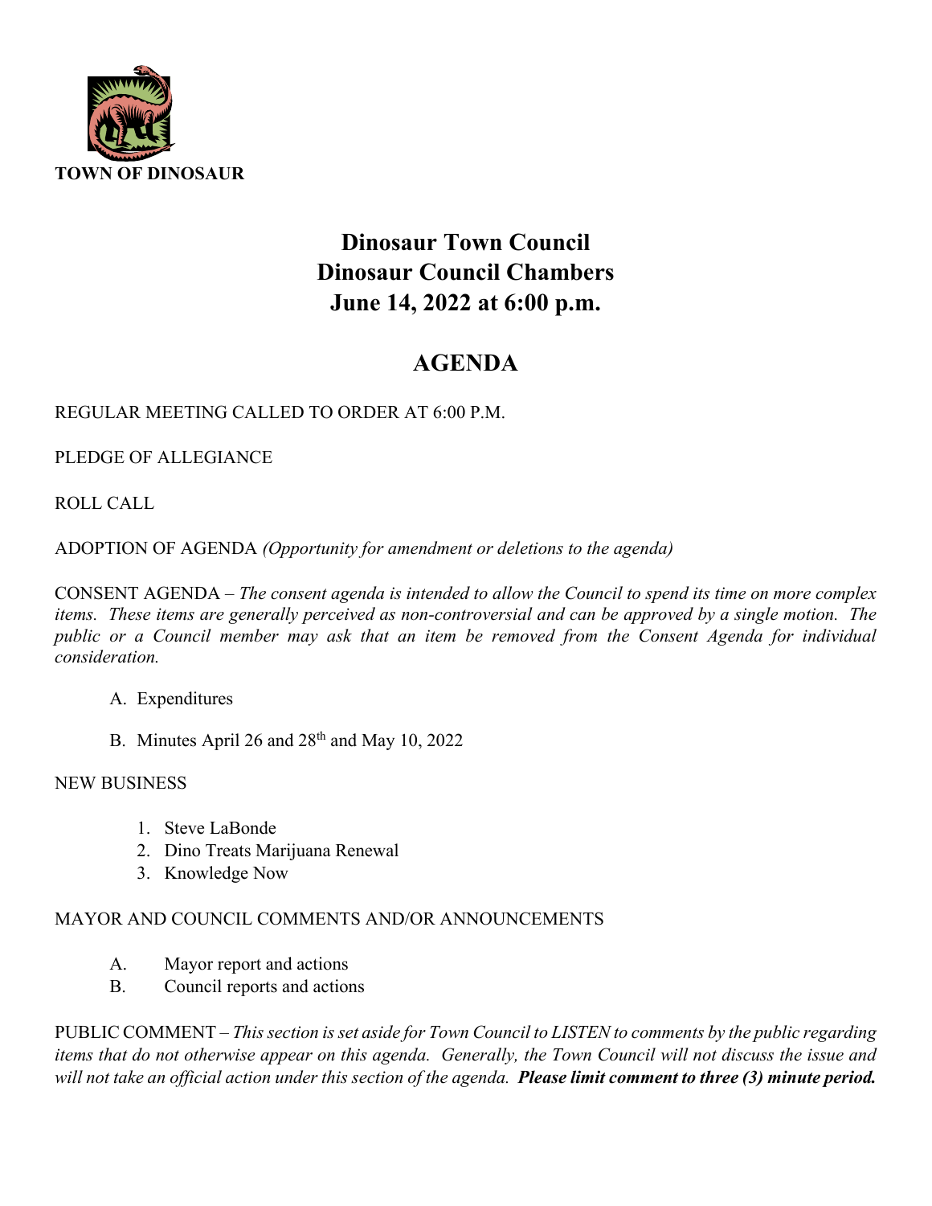**TOWN OF DINOSAUR**

# Dinosaur Town Council
# Dinosaur Council Chambers
# June 14, 2022 at 6:00 p.m.

## AGENDA

REGULAR MEETING CALLED TO ORDER AT 6:00 P.M.

PLEDGE OF ALLEGIANCE

ROLL CALL

ADOPTION OF AGENDA *(Opportunity for amendment or deletions to the agenda)*

CONSENT AGENDA – *The consent agenda is intended to allow the Council to spend its time on more complex items. These items are generally perceived as non-controversial and can be approved by a single motion. The public or a Council member may ask that an item be removed from the Consent Agenda for individual consideration.*

A. Expenditures

B. Minutes April 26 and 28th and May 10, 2022

NEW BUSINESS

1. Steve LaBonde
2. Dino Treats Marijuana Renewal
3. Knowledge Now

MAYOR AND COUNCIL COMMENTS AND/OR ANNOUNCEMENTS

A. Mayor report and actions

B. Council reports and actions

PUBLIC COMMENT – *This section is set aside for Town Council to LISTEN to comments by the public regarding items that do not otherwise appear on this agenda. Generally, the Town Council will not discuss the issue and will not take an official action under this section of the agenda.* ***Please limit comment to three (3) minute period.***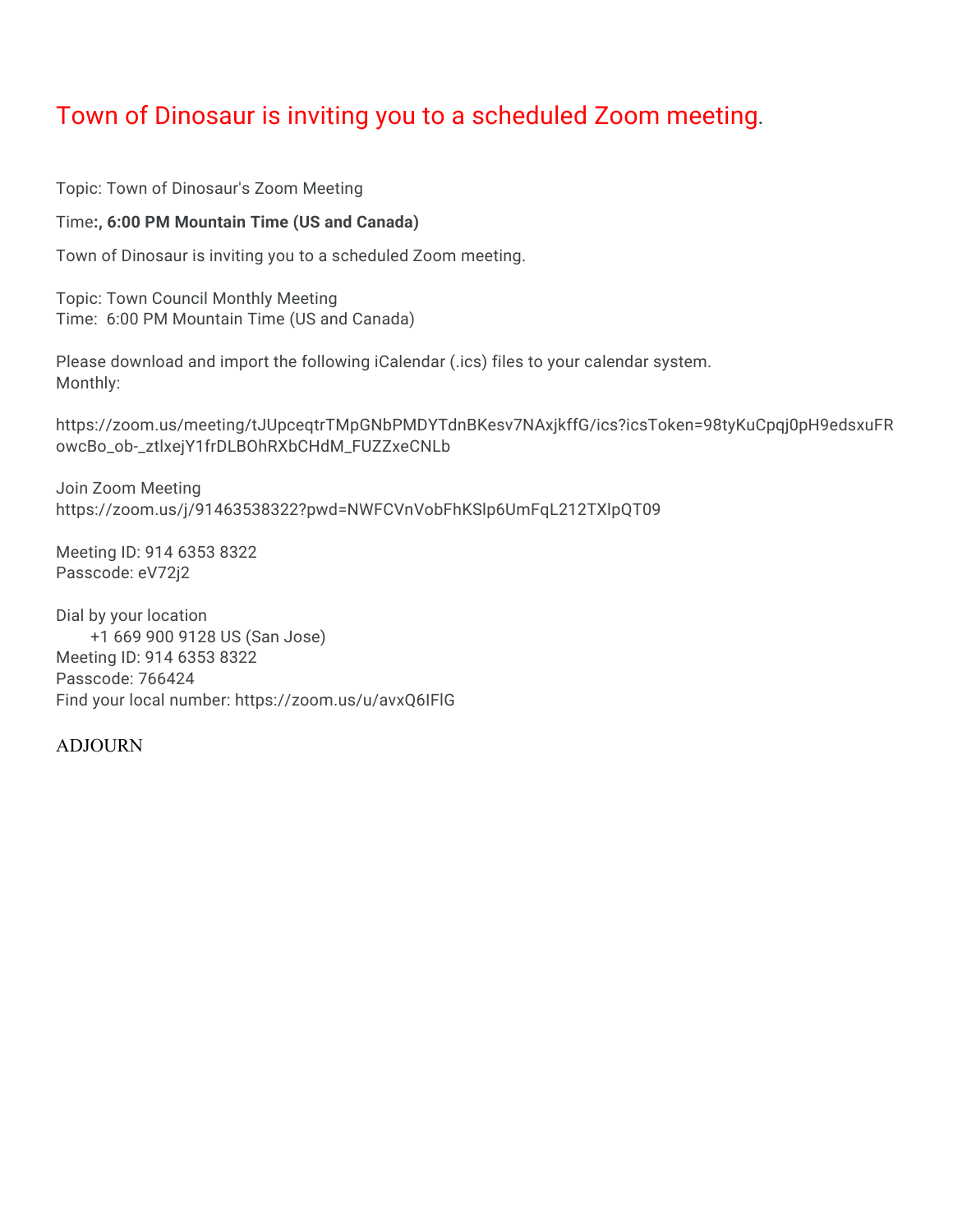# Town of Dinosaur is inviting you to a scheduled Zoom meeting.

Topic: Town of Dinosaur's Zoom Meeting

Time**:, 6:00 PM Mountain Time (US and Canada)**

Town of Dinosaur is inviting you to a scheduled Zoom meeting.

Topic: Town Council Monthly Meeting
Time: 6:00 PM Mountain Time (US and Canada)

Please download and import the following iCalendar (.ics) files to your calendar system.
Monthly:

https://zoom.us/meeting/tJUpceqtrTMpGNbPMDYTdnBKesv7NAxjkffG/ics?icsToken=98tyKuCpqj0pH9edsxuFRowcBo_ob-_ztlxejY1frDLBOhRXbCHdM_FUZZxeCNLb

Join Zoom Meeting
https://zoom.us/j/91463538322?pwd=NWFCVnVobFhKSlp6UmFqL212TXlpQT09

Meeting ID: 914 6353 8322
Passcode: eV72j2

Dial by your location
+1 669 900 9128 US (San Jose)
Meeting ID: 914 6353 8322
Passcode: 766424
Find your local number: https://zoom.us/u/avxQ6IFlG

ADJOURN